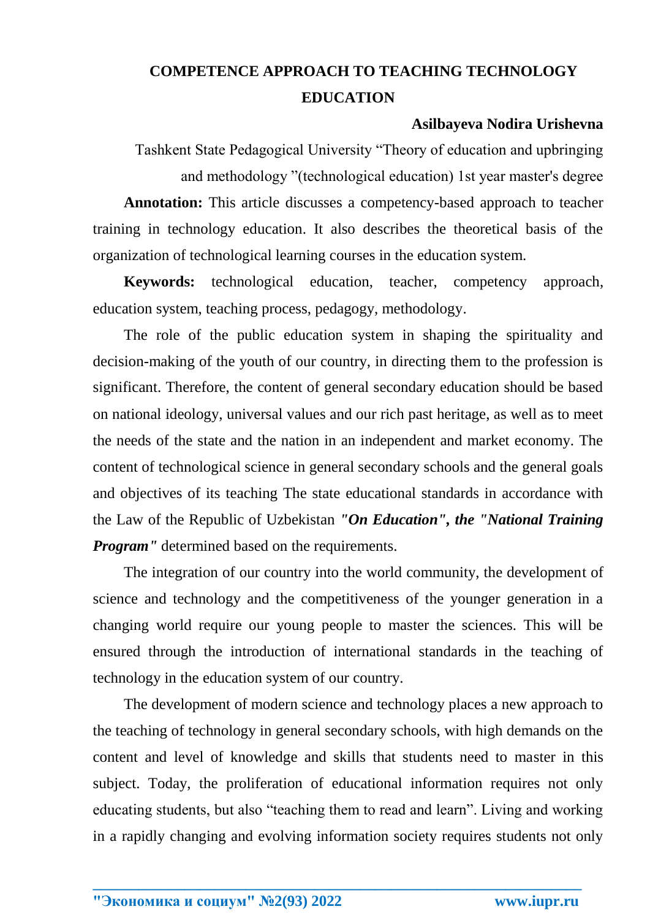# COMPETENCE APPROACH TO TEACHING TECHNOLOGY EDUCATION

**Asilbayeva Nodira Urishevna**

Tashkent State Pedagogical University "Theory of education and upbringing and methodology "(technological education) 1st year master's degree

**Annotation:** This article discusses a competency-based approach to teacher training in technology education. It also describes the theoretical basis of the organization of technological learning courses in the education system.

**Keywords:** technological education, teacher, competency approach, education system, teaching process, pedagogy, methodology.

The role of the public education system in shaping the spirituality and decision-making of the youth of our country, in directing them to the profession is significant. Therefore, the content of general secondary education should be based on national ideology, universal values and our rich past heritage, as well as to meet the needs of the state and the nation in an independent and market economy. The content of technological science in general secondary schools and the general goals and objectives of its teaching The state educational standards in accordance with the Law of the Republic of Uzbekistan ***"On Education", the "National Training Program"*** determined based on the requirements.

The integration of our country into the world community, the development of science and technology and the competitiveness of the younger generation in a changing world require our young people to master the sciences. This will be ensured through the introduction of international standards in the teaching of technology in the education system of our country.

The development of modern science and technology places a new approach to the teaching of technology in general secondary schools, with high demands on the content and level of knowledge and skills that students need to master in this subject. Today, the proliferation of educational information requires not only educating students, but also "teaching them to read and learn". Living and working in a rapidly changing and evolving information society requires students not only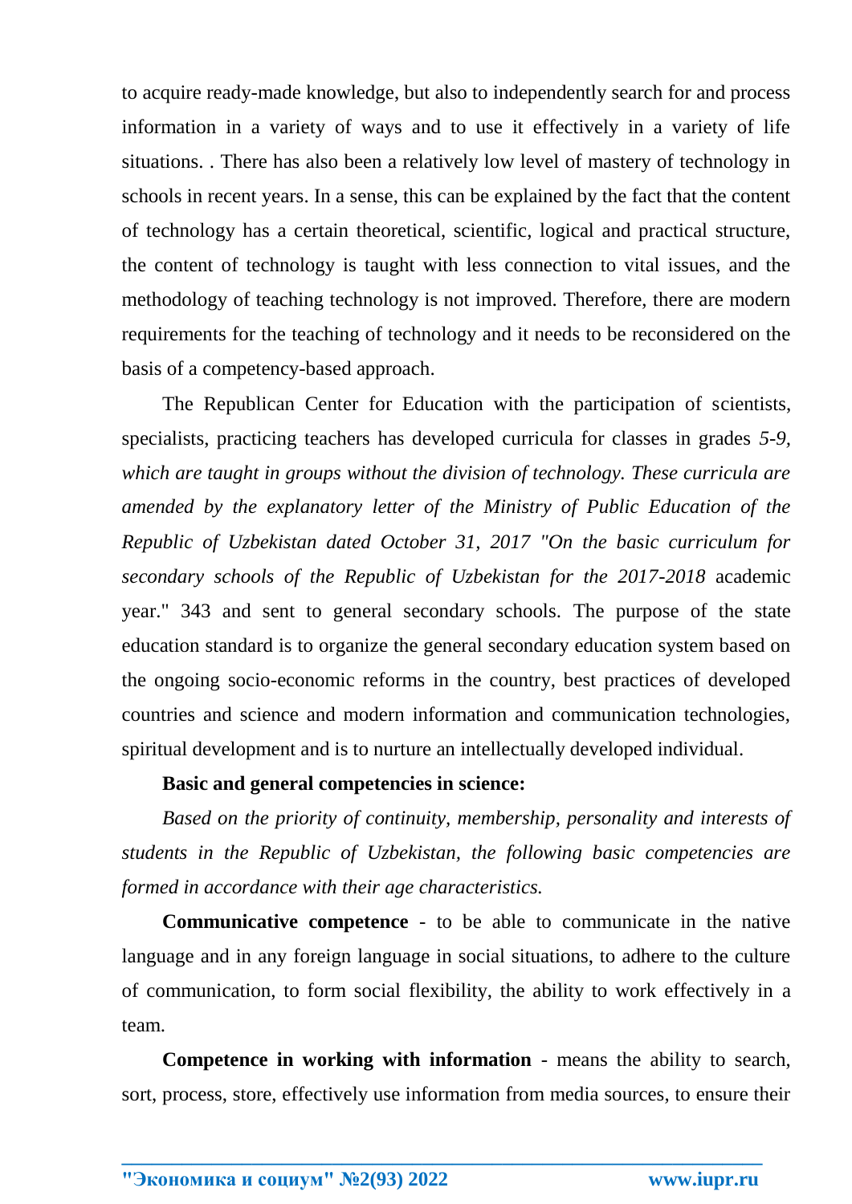to acquire ready-made knowledge, but also to independently search for and process information in a variety of ways and to use it effectively in a variety of life situations. . There has also been a relatively low level of mastery of technology in schools in recent years. In a sense, this can be explained by the fact that the content of technology has a certain theoretical, scientific, logical and practical structure, the content of technology is taught with less connection to vital issues, and the methodology of teaching technology is not improved. Therefore, there are modern requirements for the teaching of technology and it needs to be reconsidered on the basis of a competency-based approach.

The Republican Center for Education with the participation of scientists, specialists, practicing teachers has developed curricula for classes in grades *5-9, which are taught in groups without the division of technology. These curricula are amended by the explanatory letter of the Ministry of Public Education of the Republic of Uzbekistan dated October 31, 2017 "On the basic curriculum for secondary schools of the Republic of Uzbekistan for the 2017-2018* academic year." 343 and sent to general secondary schools. The purpose of the state education standard is to organize the general secondary education system based on the ongoing socio-economic reforms in the country, best practices of developed countries and science and modern information and communication technologies, spiritual development and is to nurture an intellectually developed individual.

**Basic and general competencies in science:**

*Based on the priority of continuity, membership, personality and interests of students in the Republic of Uzbekistan, the following basic competencies are formed in accordance with their age characteristics.*

**Communicative competence** - to be able to communicate in the native language and in any foreign language in social situations, to adhere to the culture of communication, to form social flexibility, the ability to work effectively in a team.

**Competence in working with information** - means the ability to search, sort, process, store, effectively use information from media sources, to ensure their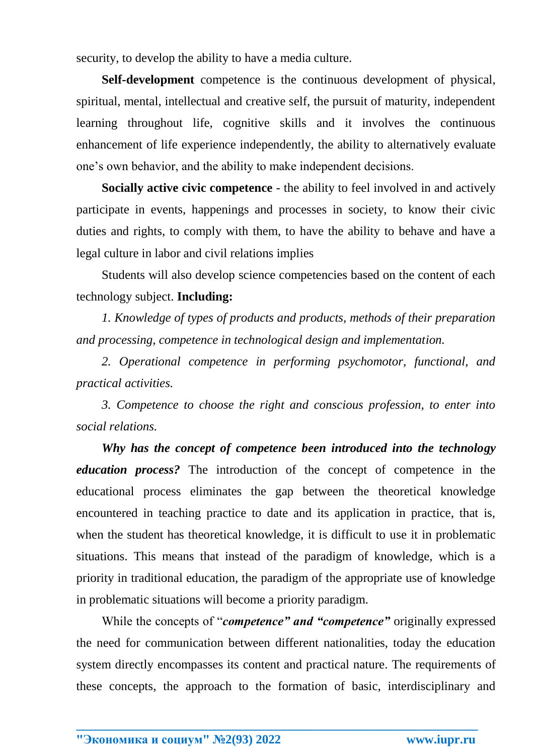security, to develop the ability to have a media culture.

**Self-development** competence is the continuous development of physical, spiritual, mental, intellectual and creative self, the pursuit of maturity, independent learning throughout life, cognitive skills and it involves the continuous enhancement of life experience independently, the ability to alternatively evaluate one's own behavior, and the ability to make independent decisions.

**Socially active civic competence** - the ability to feel involved in and actively participate in events, happenings and processes in society, to know their civic duties and rights, to comply with them, to have the ability to behave and have a legal culture in labor and civil relations implies

Students will also develop science competencies based on the content of each technology subject. **Including:**

*1. Knowledge of types of products and products, methods of their preparation and processing, competence in technological design and implementation.*

*2. Operational competence in performing psychomotor, functional, and practical activities.*

*3. Competence to choose the right and conscious profession, to enter into social relations.*

***Why has the concept of competence been introduced into the technology education process?*** The introduction of the concept of competence in the educational process eliminates the gap between the theoretical knowledge encountered in teaching practice to date and its application in practice, that is, when the student has theoretical knowledge, it is difficult to use it in problematic situations. This means that instead of the paradigm of knowledge, which is a priority in traditional education, the paradigm of the appropriate use of knowledge in problematic situations will become a priority paradigm.

While the concepts of "***competence" and "competence"*** originally expressed the need for communication between different nationalities, today the education system directly encompasses its content and practical nature. The requirements of these concepts, the approach to the formation of basic, interdisciplinary and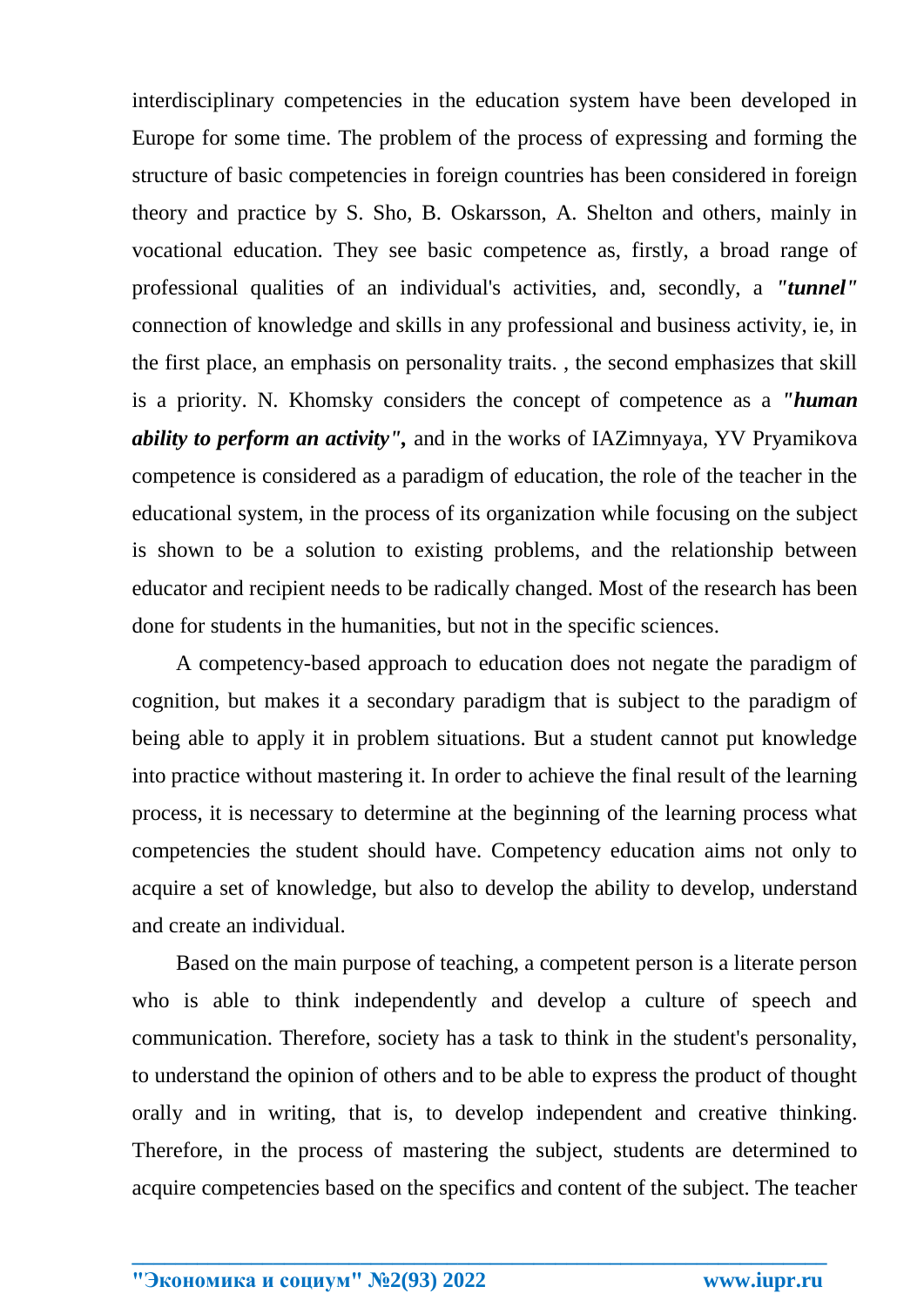interdisciplinary competencies in the education system have been developed in Europe for some time. The problem of the process of expressing and forming the structure of basic competencies in foreign countries has been considered in foreign theory and practice by S. Sho, B. Oskarsson, A. Shelton and others, mainly in vocational education. They see basic competence as, firstly, a broad range of professional qualities of an individual's activities, and, secondly, a ***"tunnel"*** connection of knowledge and skills in any professional and business activity, ie, in the first place, an emphasis on personality traits. , the second emphasizes that skill is a priority. N. Khomsky considers the concept of competence as a ***"human ability to perform an activity",*** and in the works of IAZimnyaya, YV Pryamikova competence is considered as a paradigm of education, the role of the teacher in the educational system, in the process of its organization while focusing on the subject is shown to be a solution to existing problems, and the relationship between educator and recipient needs to be radically changed. Most of the research has been done for students in the humanities, but not in the specific sciences.

A competency-based approach to education does not negate the paradigm of cognition, but makes it a secondary paradigm that is subject to the paradigm of being able to apply it in problem situations. But a student cannot put knowledge into practice without mastering it. In order to achieve the final result of the learning process, it is necessary to determine at the beginning of the learning process what competencies the student should have. Competency education aims not only to acquire a set of knowledge, but also to develop the ability to develop, understand and create an individual.

Based on the main purpose of teaching, a competent person is a literate person who is able to think independently and develop a culture of speech and communication. Therefore, society has a task to think in the student's personality, to understand the opinion of others and to be able to express the product of thought orally and in writing, that is, to develop independent and creative thinking. Therefore, in the process of mastering the subject, students are determined to acquire competencies based on the specifics and content of the subject. The teacher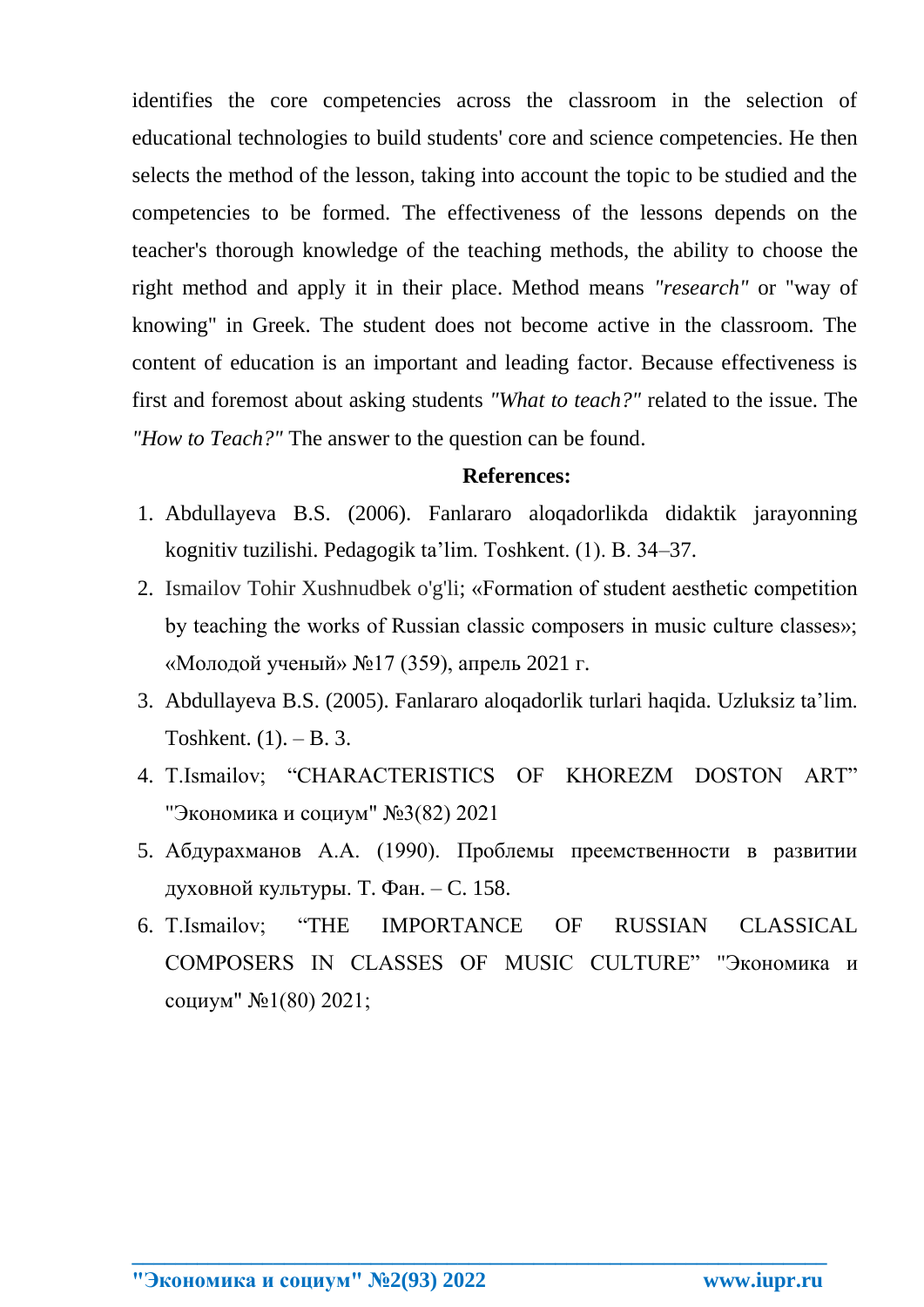identifies the core competencies across the classroom in the selection of educational technologies to build students' core and science competencies. He then selects the method of the lesson, taking into account the topic to be studied and the competencies to be formed. The effectiveness of the lessons depends on the teacher's thorough knowledge of the teaching methods, the ability to choose the right method and apply it in their place. Method means *"research"* or "way of knowing" in Greek. The student does not become active in the classroom. The content of education is an important and leading factor. Because effectiveness is first and foremost about asking students *"What to teach?"* related to the issue. The *"How to Teach?"* The answer to the question can be found.

**References:**

1. Abdullayeva B.S. (2006). Fanlararo aloqadorlikda didaktik jarayonning kognitiv tuzilishi. Pedagogik ta'lim. Toshkent. (1). B. 34–37.
2. Ismailov Tohir Xushnudbek o'g'li; «Formation of student aesthetic competition by teaching the works of Russian classic composers in music culture classes»; «Молодой ученый» №17 (359), апрель 2021 г.
3. Abdullayeva B.S. (2005). Fanlararo aloqadorlik turlari haqida. Uzluksiz ta'lim. Toshkent. (1). – B. 3.
4. T.Ismailov; "CHARACTERISTICS OF KHOREZM DOSTON ART" "Экономика и социум" №3(82) 2021
5. Абдурахманов А.А. (1990). Проблемы преемственности в развитии духовной культуры. Т. Фан. – С. 158.
6. T.Ismailov; "THE IMPORTANCE OF RUSSIAN CLASSICAL COMPOSERS IN CLASSES OF MUSIC CULTURE" "Экономика и социум" №1(80) 2021;